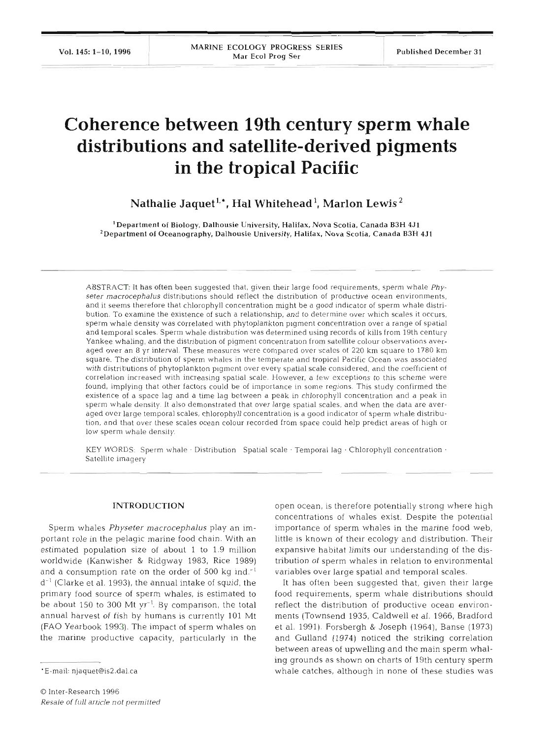# Coherence between 19th century sperm whale distributions and satellite-derived pigments in the tropical Pacific

Nathalie Jaquet[1,*], Hal Whitehead[1], Marlon Lewis[2]

[1]Department of Biology, Dalhousie University, Halifax, Nova Scotia, Canada B3H 4J1
[2]Department of Oceanography, Dalhousie University, Halifax, Nova Scotia, Canada B3H 4J1

ABSTRACT: It has often been suggested that, given their large food requirements, sperm whale *Physeter macrocephalus* distributions should reflect the distribution of productive ocean environments, and it seems therefore that chlorophyll concentration might be a good indicator of sperm whale distribution. To examine the existence of such a relationship, and to determine over which scales it occurs, sperm whale density was correlated with phytoplankton pigment concentration over a range of spatial and temporal scales. Sperm whale distribution was determined using records of kills from 19th century Yankee whaling, and the distribution of pigment concentration from satellite colour observations averaged over an 8 yr interval. These measures were compared over scales of 220 km square to 1780 km square. The distribution of sperm whales in the temperate and tropical Pacific Ocean was associated with distributions of phytoplankton pigment over every spatial scale considered, and the coefficient of correlation increased with increasing spatial scale. However, a few exceptions to this scheme were found, implying that other factors could be of importance in some regions. This study confirmed the existence of a space lag and a time lag between a peak in chlorophyll concentration and a peak in sperm whale density. It also demonstrated that over large spatial scales, and when the data are averaged over large temporal scales, chlorophyll concentration is a good indicator of sperm whale distribution, and that over these scales ocean colour recorded from space could help predict areas of high or low sperm whale density.

KEY WORDS: Sperm whale · Distribution · Spatial scale · Temporal lag · Chlorophyll concentration · Satellite imagery

## INTRODUCTION

Sperm whales *Physeter macrocephalus* play an important role in the pelagic marine food chain. With an estimated population size of about 1 to 1.9 million worldwide (Kanwisher & Ridgway 1983, Rice 1989) and a consumption rate on the order of 500 kg ind.$^{-1}$ d$^{-1}$ (Clarke et al. 1993), the annual intake of squid, the primary food source of sperm whales, is estimated to be about 150 to 300 Mt yr$^{-1}$. By comparison, the total annual harvest of fish by humans is currently 101 Mt (FAO Yearbook 1993). The impact of sperm whales on the marine productive capacity, particularly in the open ocean, is therefore potentially strong where high concentrations of whales exist. Despite the potential importance of sperm whales in the marine food web, little is known of their ecology and distribution. Their expansive habitat limits our understanding of the distribution of sperm whales in relation to environmental variables over large spatial and temporal scales.

It has often been suggested that, given their large food requirements, sperm whale distributions should reflect the distribution of productive ocean environments (Townsend 1935, Caldwell et al. 1966, Bradford et al. 1991). Forsbergh & Joseph (1964), Banse (1973) and Gulland (1974) noticed the striking correlation between areas of upwelling and the main sperm whaling grounds as shown on charts of 19th century sperm whale catches, although in none of these studies was

*E-mail: njaquet@is2.dal.ca

© Inter-Research 1996
*Resale of full article not permitted*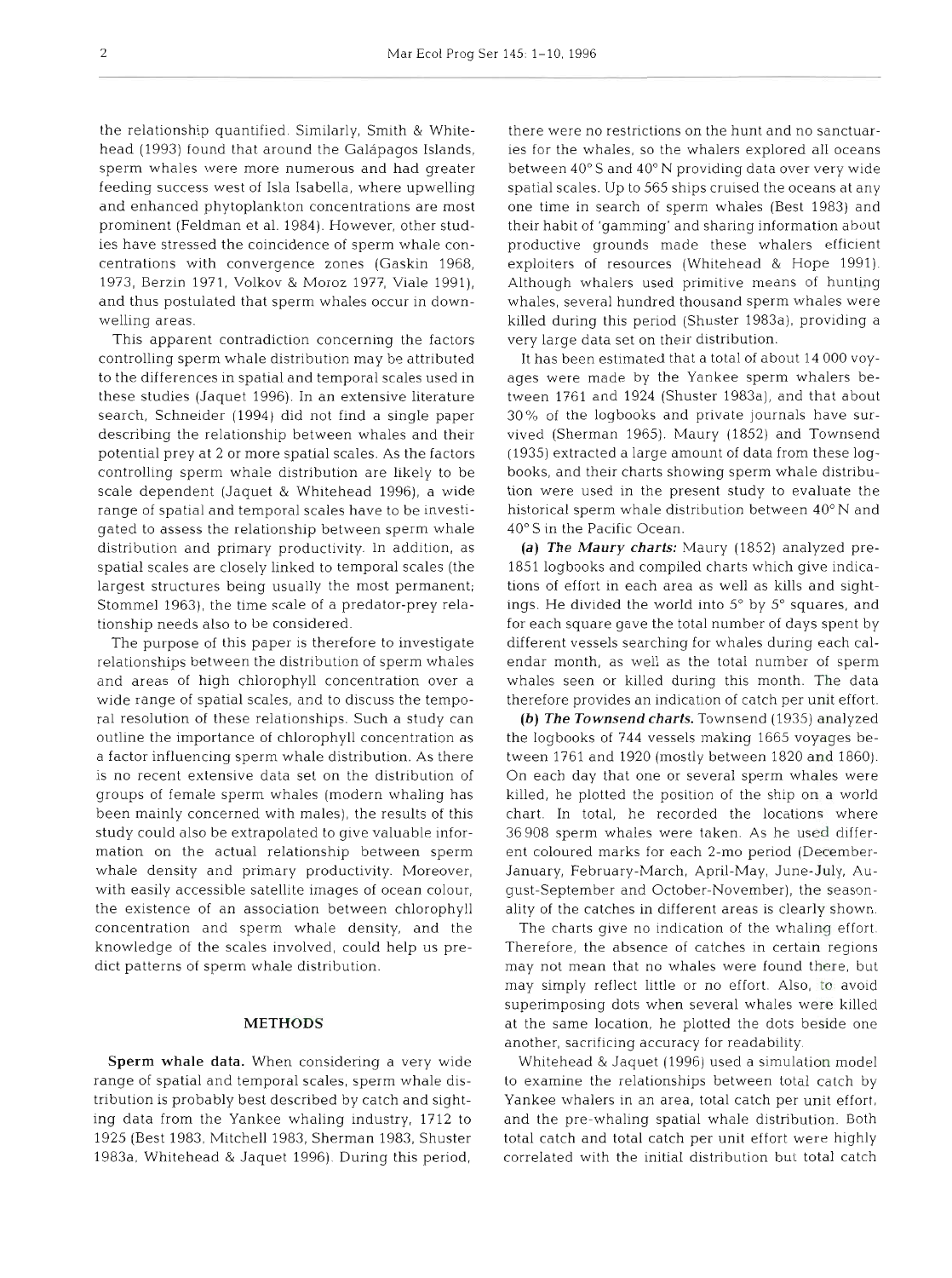the relationship quantified. Similarly, Smith & Whitehead (1993) found that around the Galápagos Islands, sperm whales were more numerous and had greater feeding success west of Isla Isabella, where upwelling and enhanced phytoplankton concentrations are most prominent (Feldman et al. 1984). However, other studies have stressed the coincidence of sperm whale concentrations with convergence zones (Gaskin 1968, 1973, Berzin 1971, Volkov & Moroz 1977, Viale 1991), and thus postulated that sperm whales occur in downwelling areas.

This apparent contradiction concerning the factors controlling sperm whale distribution may be attributed to the differences in spatial and temporal scales used in these studies (Jaquet 1996). In an extensive literature search, Schneider (1994) did not find a single paper describing the relationship between whales and their potential prey at 2 or more spatial scales. As the factors controlling sperm whale distribution are likely to be scale dependent (Jaquet & Whitehead 1996), a wide range of spatial and temporal scales have to be investigated to assess the relationship between sperm whale distribution and primary productivity. In addition, as spatial scales are closely linked to temporal scales (the largest structures being usually the most permanent; Stommel 1963), the time scale of a predator-prey relationship needs also to be considered.

The purpose of this paper is therefore to investigate relationships between the distribution of sperm whales and areas of high chlorophyll concentration over a wide range of spatial scales, and to discuss the temporal resolution of these relationships. Such a study can outline the importance of chlorophyll concentration as a factor influencing sperm whale distribution. As there is no recent extensive data set on the distribution of groups of female sperm whales (modern whaling has been mainly concerned with males), the results of this study could also be extrapolated to give valuable information on the actual relationship between sperm whale density and primary productivity. Moreover, with easily accessible satellite images of ocean colour, the existence of an association between chlorophyll concentration and sperm whale density, and the knowledge of the scales involved, could help us predict patterns of sperm whale distribution.

## METHODS

**Sperm whale data.** When considering a very wide range of spatial and temporal scales, sperm whale distribution is probably best described by catch and sighting data from the Yankee whaling industry, 1712 to 1925 (Best 1983, Mitchell 1983, Sherman 1983, Shuster 1983a, Whitehead & Jaquet 1996). During this period, there were no restrictions on the hunt and no sanctuaries for the whales, so the whalers explored all oceans between 40° S and 40° N providing data over very wide spatial scales. Up to 565 ships cruised the oceans at any one time in search of sperm whales (Best 1983) and their habit of 'gamming' and sharing information about productive grounds made these whalers efficient exploiters of resources (Whitehead & Hope 1991). Although whalers used primitive means of hunting whales, several hundred thousand sperm whales were killed during this period (Shuster 1983a), providing a very large data set on their distribution.

It has been estimated that a total of about 14 000 voyages were made by the Yankee sperm whalers between 1761 and 1924 (Shuster 1983a), and that about 30% of the logbooks and private journals have survived (Sherman 1965). Maury (1852) and Townsend (1935) extracted a large amount of data from these logbooks, and their charts showing sperm whale distribution were used in the present study to evaluate the historical sperm whale distribution between 40° N and 40° S in the Pacific Ocean.

***(a) The Maury charts:*** Maury (1852) analyzed pre-1851 logbooks and compiled charts which give indications of effort in each area as well as kills and sightings. He divided the world into 5° by 5° squares, and for each square gave the total number of days spent by different vessels searching for whales during each calendar month, as well as the total number of sperm whales seen or killed during this month. The data therefore provides an indication of catch per unit effort.

***(b) The Townsend charts.*** Townsend (1935) analyzed the logbooks of 744 vessels making 1665 voyages between 1761 and 1920 (mostly between 1820 and 1860). On each day that one or several sperm whales were killed, he plotted the position of the ship on a world chart. In total, he recorded the locations where 36 908 sperm whales were taken. As he used different coloured marks for each 2-mo period (December-January, February-March, April-May, June-July, August-September and October-November), the seasonality of the catches in different areas is clearly shown.

The charts give no indication of the whaling effort. Therefore, the absence of catches in certain regions may not mean that no whales were found there, but may simply reflect little or no effort. Also, to avoid superimposing dots when several whales were killed at the same location, he plotted the dots beside one another, sacrificing accuracy for readability.

Whitehead & Jaquet (1996) used a simulation model to examine the relationships between total catch by Yankee whalers in an area, total catch per unit effort, and the pre-whaling spatial whale distribution. Both total catch and total catch per unit effort were highly correlated with the initial distribution but total catch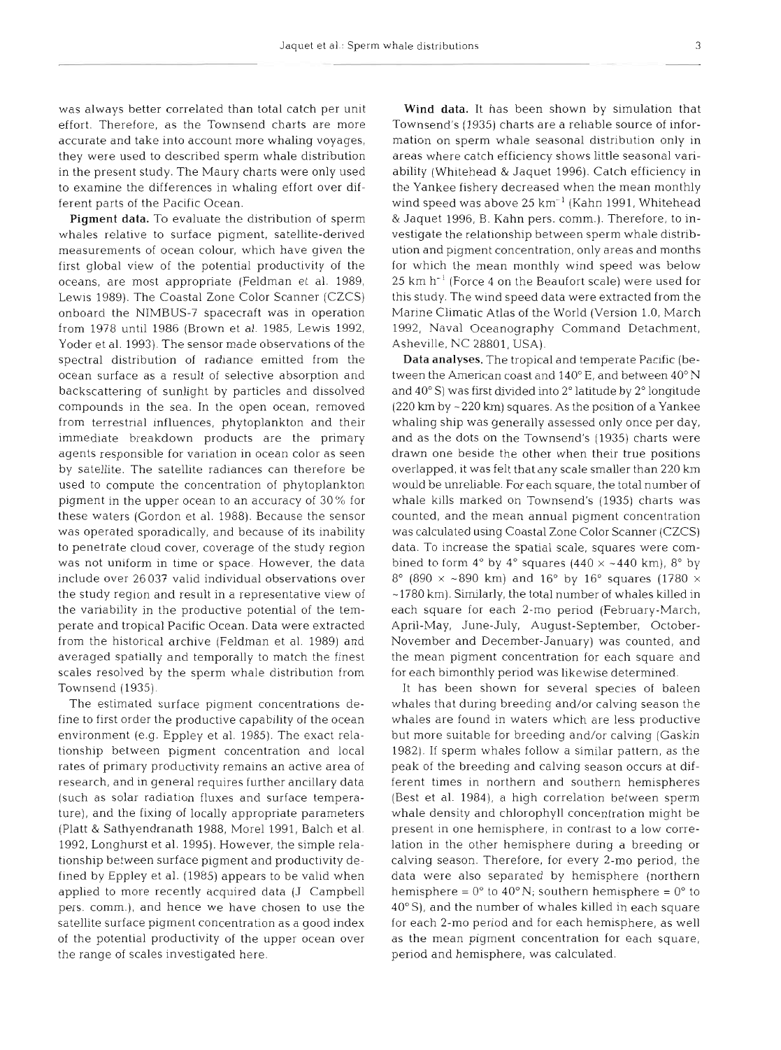was always better correlated than total catch per unit effort. Therefore, as the Townsend charts are more accurate and take into account more whaling voyages, they were used to described sperm whale distribution in the present study. The Maury charts were only used to examine the differences in whaling effort over different parts of the Pacific Ocean.

**Pigment data.** To evaluate the distribution of sperm whales relative to surface pigment, satellite-derived measurements of ocean colour, which have given the first global view of the potential productivity of the oceans, are most appropriate (Feldman et al. 1989, Lewis 1989). The Coastal Zone Color Scanner (CZCS) onboard the NIMBUS-7 spacecraft was in operation from 1978 until 1986 (Brown et al. 1985, Lewis 1992, Yoder et al. 1993). The sensor made observations of the spectral distribution of radiance emitted from the ocean surface as a result of selective absorption and backscattering of sunlight by particles and dissolved compounds in the sea. In the open ocean, removed from terrestrial influences, phytoplankton and their immediate breakdown products are the primary agents responsible for variation in ocean color as seen by satellite. The satellite radiances can therefore be used to compute the concentration of phytoplankton pigment in the upper ocean to an accuracy of 30% for these waters (Gordon et al. 1988). Because the sensor was operated sporadically, and because of its inability to penetrate cloud cover, coverage of the study region was not uniform in time or space. However, the data include over 26037 valid individual observations over the study region and result in a representative view of the variability in the productive potential of the temperate and tropical Pacific Ocean. Data were extracted from the historical archive (Feldman et al. 1989) and averaged spatially and temporally to match the finest scales resolved by the sperm whale distribution from Townsend (1935).

The estimated surface pigment concentrations define to first order the productive capability of the ocean environment (e.g. Eppley et al. 1985). The exact relationship between pigment concentration and local rates of primary productivity remains an active area of research, and in general requires further ancillary data (such as solar radiation fluxes and surface temperature), and the fixing of locally appropriate parameters (Platt & Sathyendranath 1988, Morel 1991, Balch et al. 1992, Longhurst et al. 1995). However, the simple relationship between surface pigment and productivity defined by Eppley et al. (1985) appears to be valid when applied to more recently acquired data (J. Campbell pers. comm.), and hence we have chosen to use the satellite surface pigment concentration as a good index of the potential productivity of the upper ocean over the range of scales investigated here.

**Wind data.** It has been shown by simulation that Townsend's (1935) charts are a reliable source of information on sperm whale seasonal distribution only in areas where catch efficiency shows little seasonal variability (Whitehead & Jaquet 1996). Catch efficiency in the Yankee fishery decreased when the mean monthly wind speed was above 25 km$^{-1}$ (Kahn 1991, Whitehead & Jaquet 1996, B. Kahn pers. comm.). Therefore, to investigate the relationship between sperm whale distribution and pigment concentration, only areas and months for which the mean monthly wind speed was below 25 km h$^{-1}$ (Force 4 on the Beaufort scale) were used for this study. The wind speed data were extracted from the Marine Climatic Atlas of the World (Version 1.0, March 1992, Naval Oceanography Command Detachment, Asheville, NC 28801, USA).

**Data analyses.** The tropical and temperate Pacific (between the American coast and 140° E, and between 40° N and 40° S) was first divided into 2° latitude by 2° longitude (220 km by ~220 km) squares. As the position of a Yankee whaling ship was generally assessed only once per day, and as the dots on the Townsend's (1935) charts were drawn one beside the other when their true positions overlapped, it was felt that any scale smaller than 220 km would be unreliable. For each square, the total number of whale kills marked on Townsend's (1935) charts was counted, and the mean annual pigment concentration was calculated using Coastal Zone Color Scanner (CZCS) data. To increase the spatial scale, squares were combined to form 4° by 4° squares (440 × ~440 km), 8° by 8° (890 × ~890 km) and 16° by 16° squares (1780 × ~1780 km). Similarly, the total number of whales killed in each square for each 2-mo period (February-March, April-May, June-July, August-September, October-November and December-January) was counted, and the mean pigment concentration for each square and for each bimonthly period was likewise determined.

It has been shown for several species of baleen whales that during breeding and/or calving season the whales are found in waters which are less productive but more suitable for breeding and/or calving (Gaskin 1982). If sperm whales follow a similar pattern, as the peak of the breeding and calving season occurs at different times in northern and southern hemispheres (Best et al. 1984), a high correlation between sperm whale density and chlorophyll concentration might be present in one hemisphere, in contrast to a low correlation in the other hemisphere during a breeding or calving season. Therefore, for every 2-mo period, the data were also separated by hemisphere (northern hemisphere = 0° to 40° N; southern hemisphere = 0° to 40° S), and the number of whales killed in each square for each 2-mo period and for each hemisphere, as well as the mean pigment concentration for each square, period and hemisphere, was calculated.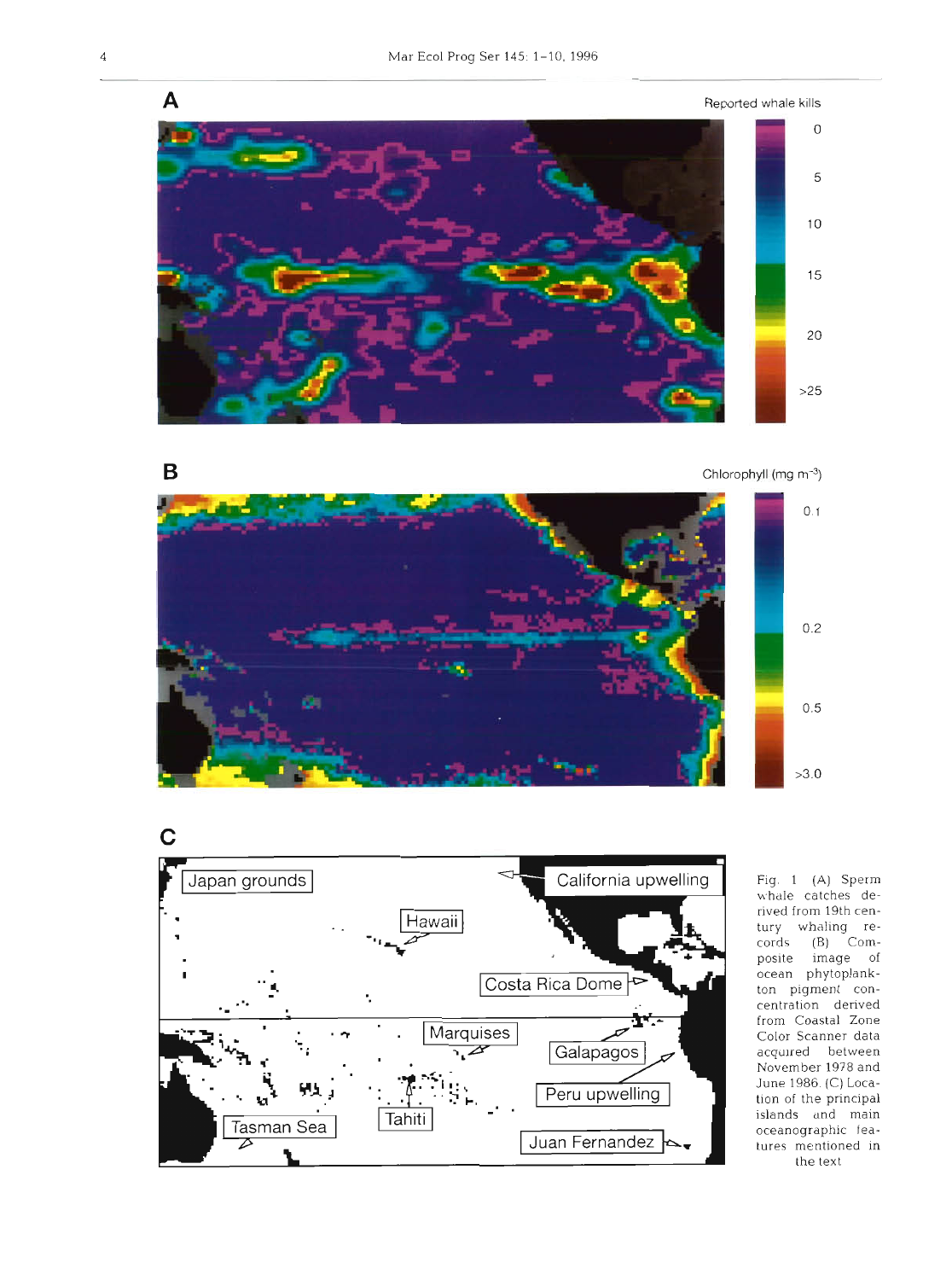Fig. 1. (A) Sperm whale catches derived from 19th century whaling records. (B) Composite image of ocean phytoplankton pigment concentration derived from Coastal Zone Color Scanner data acquired between November 1978 and June 1986. (C) Location of the principal islands and main oceanographic features mentioned in the text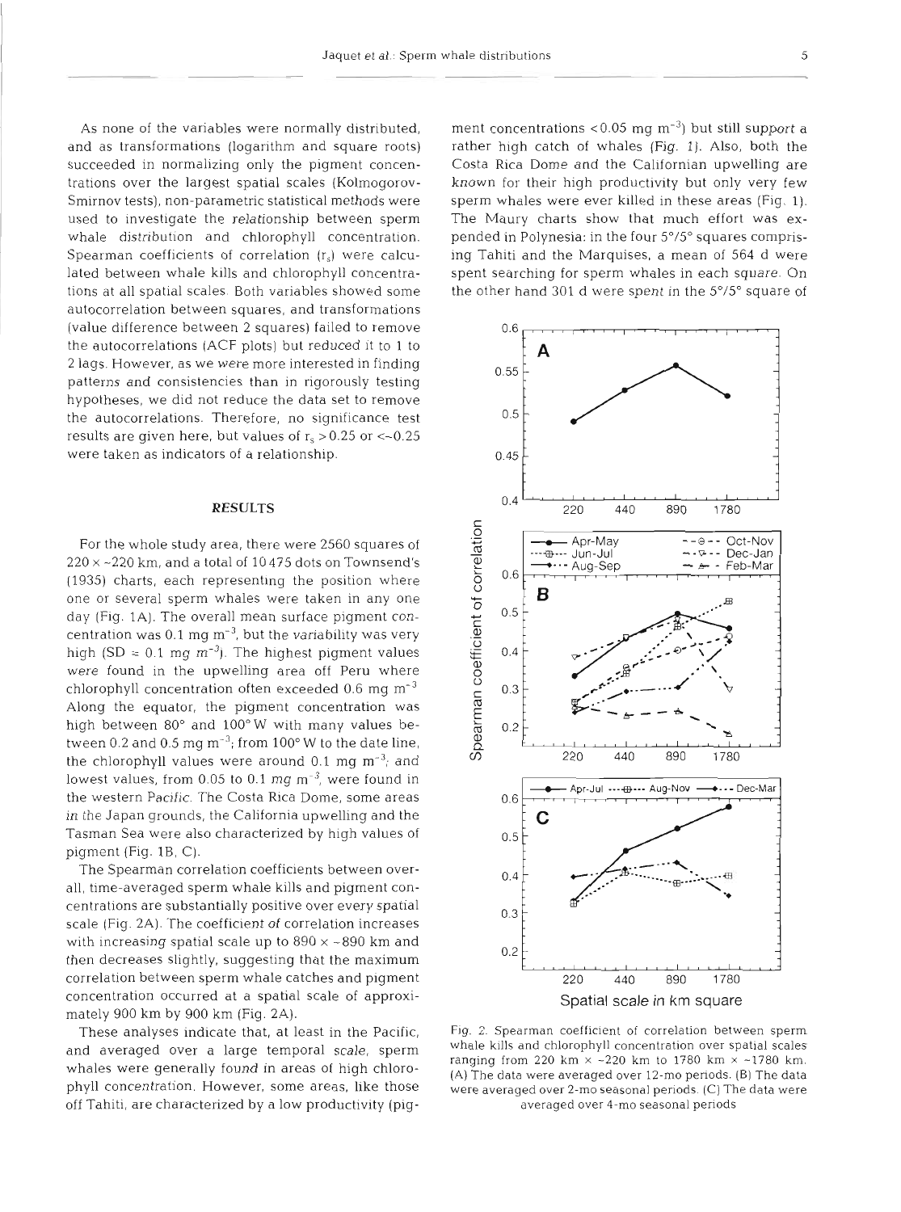As none of the variables were normally distributed, and as transformations (logarithm and square roots) succeeded in normalizing only the pigment concentrations over the largest spatial scales (Kolmogorov-Smirnov tests), non-parametric statistical methods were used to investigate the relationship between sperm whale distribution and chlorophyll concentration. Spearman coefficients of correlation ($r_s$) were calculated between whale kills and chlorophyll concentrations at all spatial scales. Both variables showed some autocorrelation between squares, and transformations (value difference between 2 squares) failed to remove the autocorrelations (ACF plots) but reduced it to 1 to 2 lags. However, as we were more interested in finding patterns and consistencies than in rigorously testing hypotheses, we did not reduce the data set to remove the autocorrelations. Therefore, no significance test results are given here, but values of $r_s > 0.25$ or $< -0.25$ were taken as indicators of a relationship.

## RESULTS

For the whole study area, there were 2560 squares of 220 × ~220 km, and a total of 10475 dots on Townsend's (1935) charts, each representing the position where one or several sperm whales were taken in any one day (Fig. 1A). The overall mean surface pigment concentration was 0.1 mg m$^{-3}$, but the variability was very high (SD = 0.1 mg m$^{-3}$). The highest pigment values were found in the upwelling area off Peru where chlorophyll concentration often exceeded 0.6 mg m$^{-3}$. Along the equator, the pigment concentration was high between 80° and 100° W with many values between 0.2 and 0.5 mg m$^{-3}$; from 100° W to the date line, the chlorophyll values were around 0.1 mg m$^{-3}$; and lowest values, from 0.05 to 0.1 mg m$^{-3}$, were found in the western Pacific. The Costa Rica Dome, some areas in the Japan grounds, the California upwelling and the Tasman Sea were also characterized by high values of pigment (Fig. 1B, C).

The Spearman correlation coefficients between overall, time-averaged sperm whale kills and pigment concentrations are substantially positive over every spatial scale (Fig. 2A). The coefficient of correlation increases with increasing spatial scale up to 890 × ~890 km and then decreases slightly, suggesting that the maximum correlation between sperm whale catches and pigment concentration occurred at a spatial scale of approximately 900 km by 900 km (Fig. 2A).

These analyses indicate that, at least in the Pacific, and averaged over a large temporal scale, sperm whales were generally found in areas of high chlorophyll concentration. However, some areas, like those off Tahiti, are characterized by a low productivity (pigment concentrations < 0.05 mg m$^{-3}$) but still support a rather high catch of whales (Fig. 1). Also, both the Costa Rica Dome and the Californian upwelling are known for their high productivity but only very few sperm whales were ever killed in these areas (Fig. 1). The Maury charts show that much effort was expended in Polynesia: in the four 5°/5° squares comprising Tahiti and the Marquises, a mean of 564 d were spent searching for sperm whales in each square. On the other hand 301 d were spent in the 5°/5° square of

Fig. 2. Spearman coefficient of correlation between sperm whale kills and chlorophyll concentration over spatial scales ranging from 220 km × ~220 km to 1780 km × ~1780 km. (A) The data were averaged over 12-mo periods. (B) The data were averaged over 2-mo seasonal periods. (C) The data were averaged over 4-mo seasonal periods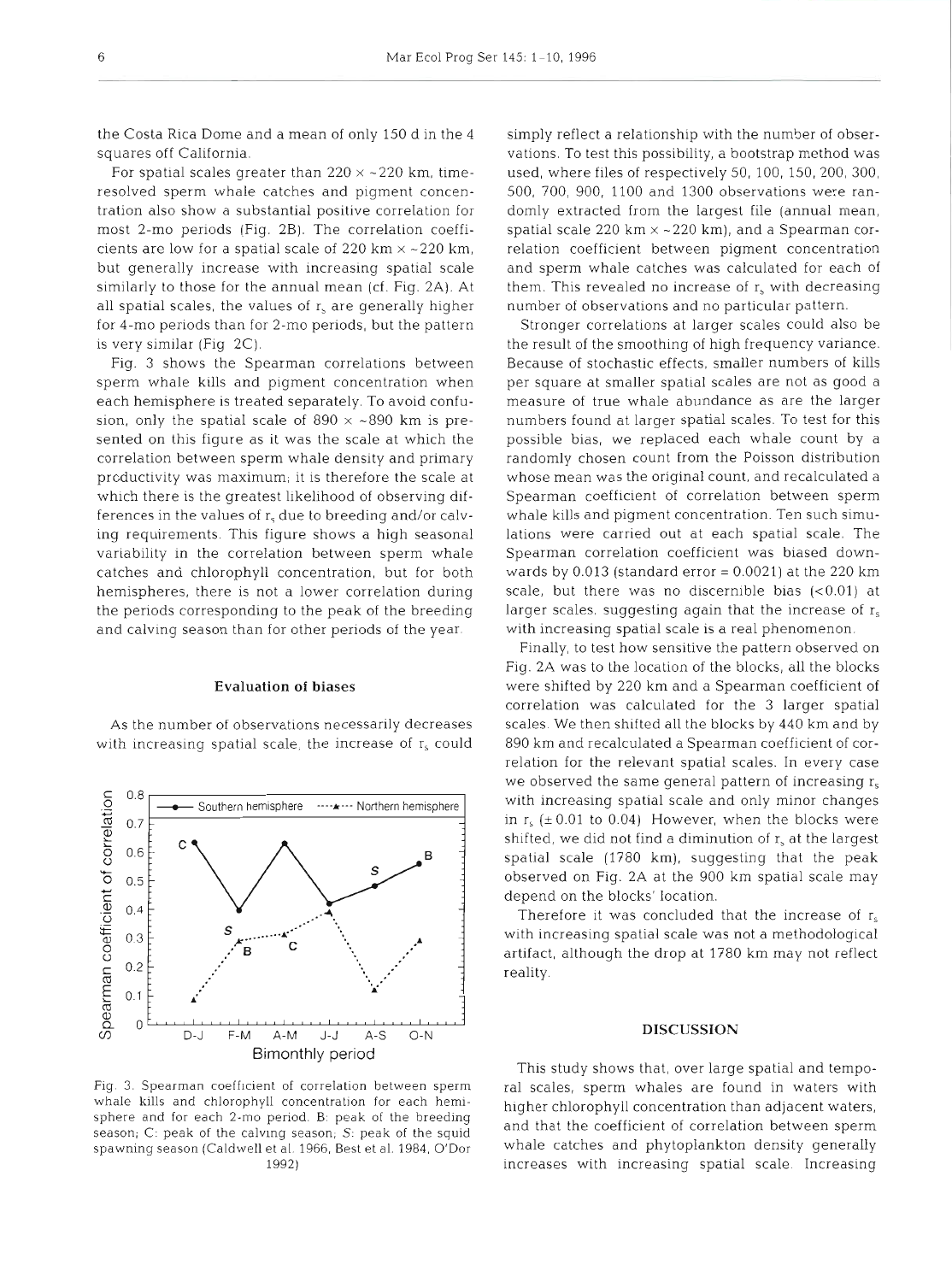the Costa Rica Dome and a mean of only 150 d in the 4 squares off California.

For spatial scales greater than 220 × ~220 km, time-resolved sperm whale catches and pigment concentration also show a substantial positive correlation for most 2-mo periods (Fig. 2B). The correlation coefficients are low for a spatial scale of 220 km × ~220 km, but generally increase with increasing spatial scale similarly to those for the annual mean (cf. Fig. 2A). At all spatial scales, the values of $r_s$ are generally higher for 4-mo periods than for 2-mo periods, but the pattern is very similar (Fig 2C).

Fig. 3 shows the Spearman correlations between sperm whale kills and pigment concentration when each hemisphere is treated separately. To avoid confusion, only the spatial scale of 890 × ~890 km is presented on this figure as it was the scale at which the correlation between sperm whale density and primary productivity was maximum; it is therefore the scale at which there is the greatest likelihood of observing differences in the values of $r_s$ due to breeding and/or calving requirements. This figure shows a high seasonal variability in the correlation between sperm whale catches and chlorophyll concentration, but for both hemispheres, there is not a lower correlation during the periods corresponding to the peak of the breeding and calving season than for other periods of the year.

### Evaluation of biases

As the number of observations necessarily decreases with increasing spatial scale, the increase of $r_s$ could simply reflect a relationship with the number of observations. To test this possibility, a bootstrap method was used, where files of respectively 50, 100, 150, 200, 300, 500, 700, 900, 1100 and 1300 observations were randomly extracted from the largest file (annual mean, spatial scale 220 km × ~220 km), and a Spearman correlation coefficient between pigment concentration and sperm whale catches was calculated for each of them. This revealed no increase of $r_s$ with decreasing number of observations and no particular pattern.

Stronger correlations at larger scales could also be the result of the smoothing of high frequency variance. Because of stochastic effects, smaller numbers of kills per square at smaller spatial scales are not as good a measure of true whale abundance as are the larger numbers found at larger spatial scales. To test for this possible bias, we replaced each whale count by a randomly chosen count from the Poisson distribution whose mean was the original count, and recalculated a Spearman coefficient of correlation between sperm whale kills and pigment concentration. Ten such simulations were carried out at each spatial scale. The Spearman correlation coefficient was biased downwards by 0.013 (standard error = 0.0021) at the 220 km scale, but there was no discernible bias (<0.01) at larger scales, suggesting again that the increase of $r_s$ with increasing spatial scale is a real phenomenon.

Finally, to test how sensitive the pattern observed on Fig. 2A was to the location of the blocks, all the blocks were shifted by 220 km and a Spearman coefficient of correlation was calculated for the 3 larger spatial scales. We then shifted all the blocks by 440 km and by 890 km and recalculated a Spearman coefficient of correlation for the relevant spatial scales. In every case we observed the same general pattern of increasing $r_s$ with increasing spatial scale and only minor changes in $r_s$ (±0.01 to 0.04). However, when the blocks were shifted, we did not find a diminution of $r_s$ at the largest spatial scale (1780 km), suggesting that the peak observed on Fig. 2A at the 900 km spatial scale may depend on the blocks' location.

Therefore it was concluded that the increase of $r_s$ with increasing spatial scale was not a methodological artifact, although the drop at 1780 km may not reflect reality.

Fig. 3. Spearman coefficient of correlation between sperm whale kills and chlorophyll concentration for each hemisphere and for each 2-mo period. B: peak of the breeding season; C: peak of the calving season; S: peak of the squid spawning season (Caldwell et al. 1966, Best et al. 1984, O'Dor 1992)

## DISCUSSION

This study shows that, over large spatial and temporal scales, sperm whales are found in waters with higher chlorophyll concentration than adjacent waters, and that the coefficient of correlation between sperm whale catches and phytoplankton density generally increases with increasing spatial scale. Increasing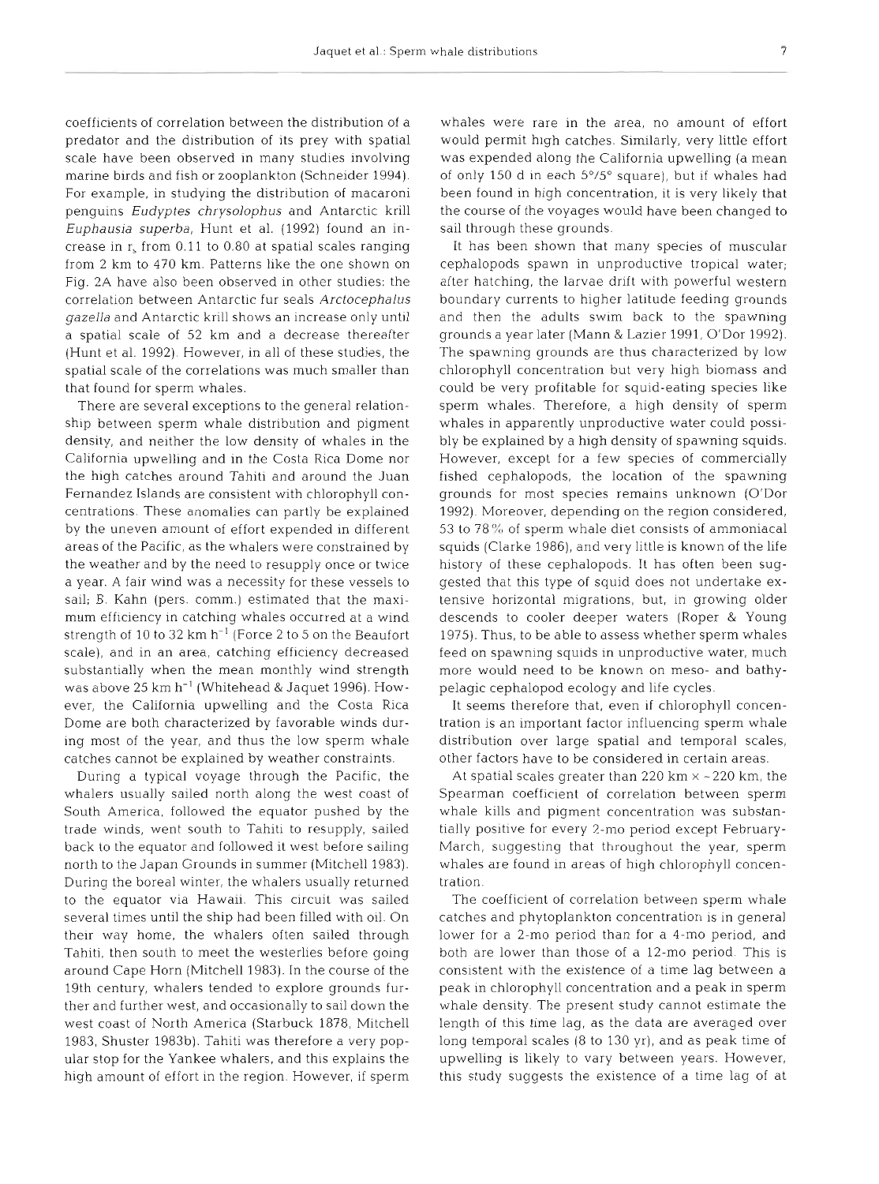coefficients of correlation between the distribution of a predator and the distribution of its prey with spatial scale have been observed in many studies involving marine birds and fish or zooplankton (Schneider 1994). For example, in studying the distribution of macaroni penguins *Eudyptes chrysolophus* and Antarctic krill *Euphausia superba*, Hunt et al. (1992) found an increase in $r_s$ from 0.11 to 0.80 at spatial scales ranging from 2 km to 470 km. Patterns like the one shown on Fig. 2A have also been observed in other studies: the correlation between Antarctic fur seals *Arctocephalus gazella* and Antarctic krill shows an increase only until a spatial scale of 52 km and a decrease thereafter (Hunt et al. 1992). However, in all of these studies, the spatial scale of the correlations was much smaller than that found for sperm whales.

There are several exceptions to the general relationship between sperm whale distribution and pigment density, and neither the low density of whales in the California upwelling and in the Costa Rica Dome nor the high catches around Tahiti and around the Juan Fernandez Islands are consistent with chlorophyll concentrations. These anomalies can partly be explained by the uneven amount of effort expended in different areas of the Pacific, as the whalers were constrained by the weather and by the need to resupply once or twice a year. A fair wind was a necessity for these vessels to sail; B. Kahn (pers. comm.) estimated that the maximum efficiency in catching whales occurred at a wind strength of 10 to 32 km $h^{-1}$ (Force 2 to 5 on the Beaufort scale), and in an area, catching efficiency decreased substantially when the mean monthly wind strength was above 25 km $h^{-1}$ (Whitehead & Jaquet 1996). However, the California upwelling and the Costa Rica Dome are both characterized by favorable winds during most of the year, and thus the low sperm whale catches cannot be explained by weather constraints.

During a typical voyage through the Pacific, the whalers usually sailed north along the west coast of South America, followed the equator pushed by the trade winds, went south to Tahiti to resupply, sailed back to the equator and followed it west before sailing north to the Japan Grounds in summer (Mitchell 1983). During the boreal winter, the whalers usually returned to the equator via Hawaii. This circuit was sailed several times until the ship had been filled with oil. On their way home, the whalers often sailed through Tahiti, then south to meet the westerlies before going around Cape Horn (Mitchell 1983). In the course of the 19th century, whalers tended to explore grounds further and further west, and occasionally to sail down the west coast of North America (Starbuck 1878, Mitchell 1983, Shuster 1983b). Tahiti was therefore a very popular stop for the Yankee whalers, and this explains the high amount of effort in the region. However, if sperm whales were rare in the area, no amount of effort would permit high catches. Similarly, very little effort was expended along the California upwelling (a mean of only 150 d in each 5°/5° square), but if whales had been found in high concentration, it is very likely that the course of the voyages would have been changed to sail through these grounds.

It has been shown that many species of muscular cephalopods spawn in unproductive tropical water; after hatching, the larvae drift with powerful western boundary currents to higher latitude feeding grounds and then the adults swim back to the spawning grounds a year later (Mann & Lazier 1991, O'Dor 1992). The spawning grounds are thus characterized by low chlorophyll concentration but very high biomass and could be very profitable for squid-eating species like sperm whales. Therefore, a high density of sperm whales in apparently unproductive water could possibly be explained by a high density of spawning squids. However, except for a few species of commercially fished cephalopods, the location of the spawning grounds for most species remains unknown (O'Dor 1992). Moreover, depending on the region considered, 53 to 78% of sperm whale diet consists of ammoniacal squids (Clarke 1986), and very little is known of the life history of these cephalopods. It has often been suggested that this type of squid does not undertake extensive horizontal migrations, but, in growing older descends to cooler deeper waters (Roper & Young 1975). Thus, to be able to assess whether sperm whales feed on spawning squids in unproductive water, much more would need to be known on meso- and bathypelagic cephalopod ecology and life cycles.

It seems therefore that, even if chlorophyll concentration is an important factor influencing sperm whale distribution over large spatial and temporal scales, other factors have to be considered in certain areas.

At spatial scales greater than 220 km × ~220 km, the Spearman coefficient of correlation between sperm whale kills and pigment concentration was substantially positive for every 2-mo period except February-March, suggesting that throughout the year, sperm whales are found in areas of high chlorophyll concentration.

The coefficient of correlation between sperm whale catches and phytoplankton concentration is in general lower for a 2-mo period than for a 4-mo period, and both are lower than those of a 12-mo period. This is consistent with the existence of a time lag between a peak in chlorophyll concentration and a peak in sperm whale density. The present study cannot estimate the length of this time lag, as the data are averaged over long temporal scales (8 to 130 yr), and as peak time of upwelling is likely to vary between years. However, this study suggests the existence of a time lag of at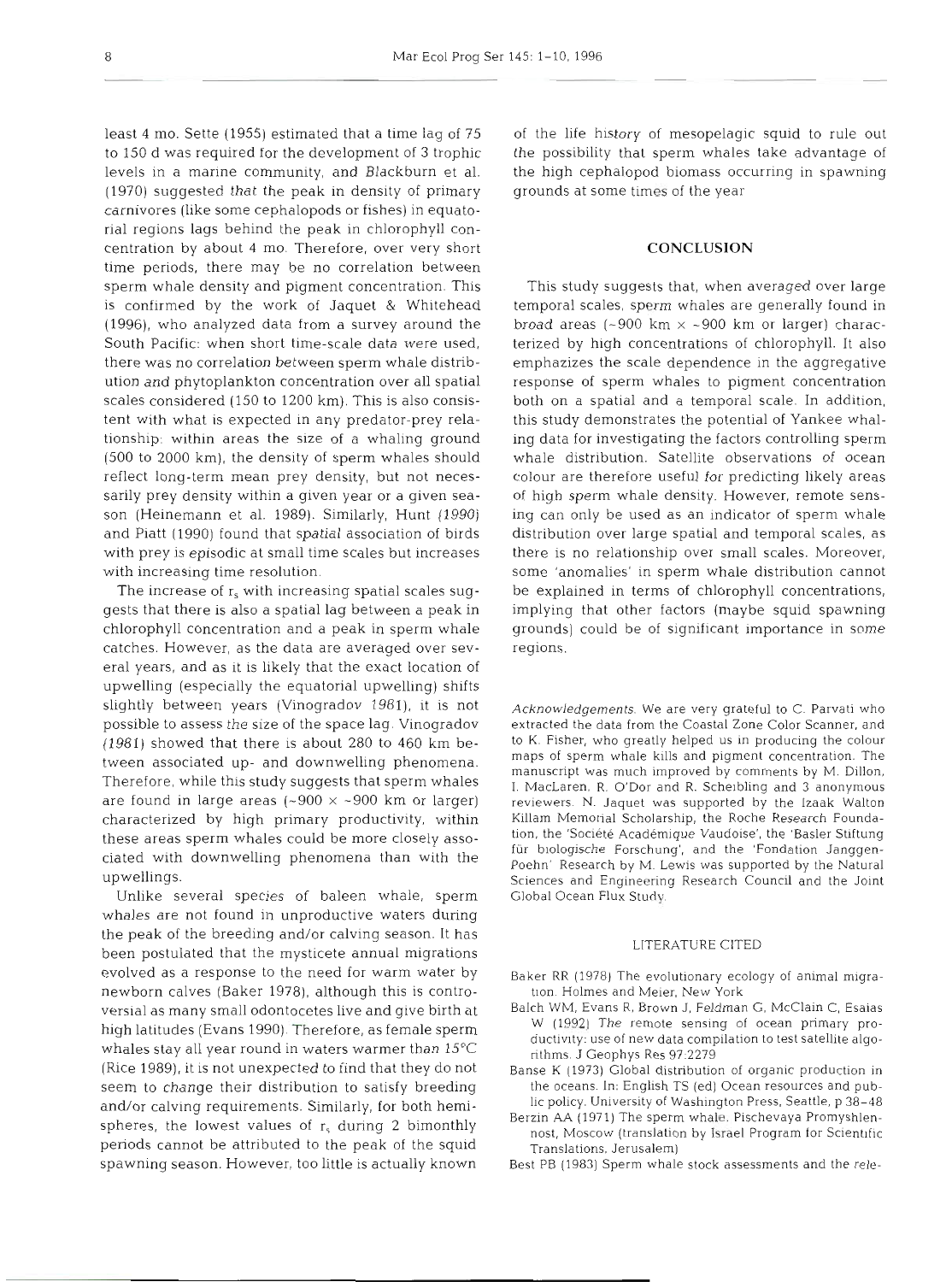least 4 mo. Sette (1955) estimated that a time lag of 75 to 150 d was required for the development of 3 trophic levels in a marine community, and Blackburn et al. (1970) suggested that the peak in density of primary carnivores (like some cephalopods or fishes) in equatorial regions lags behind the peak in chlorophyll concentration by about 4 mo. Therefore, over very short time periods, there may be no correlation between sperm whale density and pigment concentration. This is confirmed by the work of Jaquet & Whitehead (1996), who analyzed data from a survey around the South Pacific: when short time-scale data were used, there was no correlation between sperm whale distribution and phytoplankton concentration over all spatial scales considered (150 to 1200 km). This is also consistent with what is expected in any predator-prey relationship: within areas the size of a whaling ground (500 to 2000 km), the density of sperm whales should reflect long-term mean prey density, but not necessarily prey density within a given year or a given season (Heinemann et al. 1989). Similarly, Hunt (1990) and Piatt (1990) found that spatial association of birds with prey is episodic at small time scales but increases with increasing time resolution.

The increase of $r_s$ with increasing spatial scales suggests that there is also a spatial lag between a peak in chlorophyll concentration and a peak in sperm whale catches. However, as the data are averaged over several years, and as it is likely that the exact location of upwelling (especially the equatorial upwelling) shifts slightly between years (Vinogradov 1981), it is not possible to assess the size of the space lag. Vinogradov (1981) showed that there is about 280 to 460 km between associated up- and downwelling phenomena. Therefore, while this study suggests that sperm whales are found in large areas (~900 × ~900 km or larger) characterized by high primary productivity, within these areas sperm whales could be more closely associated with downwelling phenomena than with the upwellings.

Unlike several species of baleen whale, sperm whales are not found in unproductive waters during the peak of the breeding and/or calving season. It has been postulated that the mysticete annual migrations evolved as a response to the need for warm water by newborn calves (Baker 1978), although this is controversial as many small odontocetes live and give birth at high latitudes (Evans 1990). Therefore, as female sperm whales stay all year round in waters warmer than 15°C (Rice 1989), it is not unexpected to find that they do not seem to change their distribution to satisfy breeding and/or calving requirements. Similarly, for both hemispheres, the lowest values of $r_s$ during 2 bimonthly periods cannot be attributed to the peak of the squid spawning season. However, too little is actually known of the life history of mesopelagic squid to rule out the possibility that sperm whales take advantage of the high cephalopod biomass occurring in spawning grounds at some times of the year

## CONCLUSION

This study suggests that, when averaged over large temporal scales, sperm whales are generally found in broad areas (~900 km × ~900 km or larger) characterized by high concentrations of chlorophyll. It also emphasizes the scale dependence in the aggregative response of sperm whales to pigment concentration both on a spatial and a temporal scale. In addition, this study demonstrates the potential of Yankee whaling data for investigating the factors controlling sperm whale distribution. Satellite observations of ocean colour are therefore useful for predicting likely areas of high sperm whale density. However, remote sensing can only be used as an indicator of sperm whale distribution over large spatial and temporal scales, as there is no relationship over small scales. Moreover, some 'anomalies' in sperm whale distribution cannot be explained in terms of chlorophyll concentrations, implying that other factors (maybe squid spawning grounds) could be of significant importance in some regions.

*Acknowledgements.* We are very grateful to C. Parvati who extracted the data from the Coastal Zone Color Scanner, and to K. Fisher, who greatly helped us in producing the colour maps of sperm whale kills and pigment concentration. The manuscript was much improved by comments by M. Dillon, I. MacLaren, R. O'Dor and R. Scheibling and 3 anonymous reviewers. N. Jaquet was supported by the Izaak Walton Killam Memorial Scholarship, the Roche Research Foundation, the 'Société Académique Vaudoise', the 'Basler Stiftung für biologische Forschung', and the 'Fondation Janggen-Poehn'. Research by M. Lewis was supported by the Natural Sciences and Engineering Research Council and the Joint Global Ocean Flux Study.

## LITERATURE CITED

Baker RR (1978) The evolutionary ecology of animal migration. Holmes and Meier, New York

Balch WM, Evans R, Brown J, Feldman G, McClain C, Esaias W (1992) The remote sensing of ocean primary productivity: use of new data compilation to test satellite algorithms. J Geophys Res 97:2279

Banse K (1973) Global distribution of organic production in the oceans. In: English TS (ed) Ocean resources and public policy. University of Washington Press, Seattle, p 38–48

Berzin AA (1971) The sperm whale. Pischevaya Promyshlennost, Moscow (translation by Israel Program for Scientific Translations, Jerusalem)

Best PB (1983) Sperm whale stock assessments and the rele-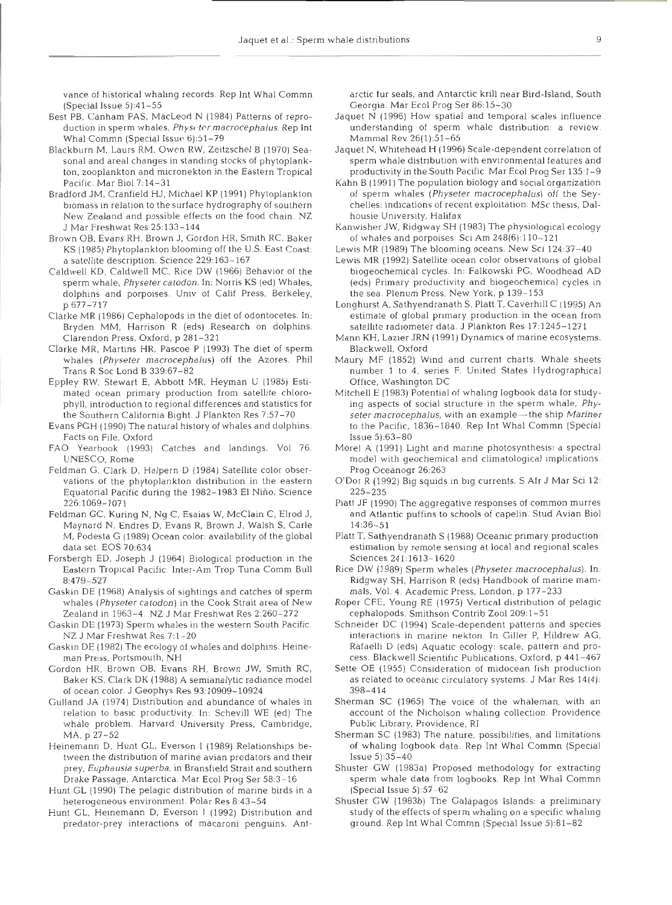vance of historical whaling records. Rep Int Whal Commn (Special Issue 5):41–55

Best PB, Canham PAS, MacLeod N (1984) Patterns of reproduction in sperm whales, *Physeter macrocephalus*. Rep Int Whal Commn (Special Issue 6):51–79

Blackburn M, Laurs RM, Owen RW, Zeitzschel B (1970) Seasonal and areal changes in standing stocks of phytoplankton, zooplankton and micronekton in the Eastern Tropical Pacific. Mar Biol 7:14–31

Bradford JM, Cranfield HJ, Michael KP (1991) Phytoplankton biomass in relation to the surface hydrography of southern New Zealand and possible effects on the food chain. NZ J Mar Freshwat Res 25:133–144

Brown OB, Evans RH, Brown J, Gordon HR, Smith RC, Baker KS (1985) Phytoplankton blooming off the U.S. East Coast: a satellite description. Science 229:163–167

Caldwell KD, Caldwell MC, Rice DW (1966) Behavior of the sperm whale, *Physeter catodon*. In: Norris KS (ed) Whales, dolphins and porpoises. Univ of Calif Press, Berkeley, p 677–717

Clarke MR (1986) Cephalopods in the diet of odontocetes. In: Bryden MM, Harrison R (eds) Research on dolphins. Clarendon Press, Oxford, p 281–321

Clarke MR, Martins HR, Pascoe P (1993) The diet of sperm whales (*Physeter macrocephalus*) off the Azores. Phil Trans R Soc Lond B 339:67–82

Eppley RW, Stewart E, Abbott MR, Heyman U (1985) Estimated ocean primary production from satellite chlorophyll, introduction to regional differences and statistics for the Southern California Bight. J Plankton Res 7:57–70

Evans PGH (1990) The natural history of whales and dolphins. Facts on File, Oxford

FAO Yearbook (1993) Catches and landings. Vol 76. UNESCO, Rome

Feldman G, Clark D, Halpern D (1984) Satellite color observations of the phytoplankton distribution in the eastern Equatorial Pacific during the 1982–1983 El Niño. Science 226:1069–1071

Feldman GC, Kuring N, Ng C, Esaias W, McClain C, Elrod J, Maynard N, Endres D, Evans R, Brown J, Walsh S, Carle M, Podesta G (1989) Ocean color: availability of the global data set. EOS 70:634

Forsbergh ED, Joseph J (1964) Biological production in the Eastern Tropical Pacific. Inter-Am Trop Tuna Comm Bull 8:479–527

Gaskin DE (1968) Analysis of sightings and catches of sperm whales (*Physeter catodon*) in the Cook Strait area of New Zealand in 1963–4. NZ J Mar Freshwat Res 2:260–272

Gaskin DE (1973) Sperm whales in the western South Pacific. NZ J Mar Freshwat Res 7:1–20

Gaskin DE (1982) The ecology of whales and dolphins. Heineman Press, Portsmouth, NH

Gordon HR, Brown OB, Evans RH, Brown JW, Smith RC, Baker KS, Clark DK (1988) A semianalytic radiance model of ocean color. J Geophys Res 93:10909–10924

Gulland JA (1974) Distribution and abundance of whales in relation to basic productivity. In: Schevill WE (ed) The whale problem. Harvard University Press, Cambridge, MA, p 27–52

Heinemann D, Hunt GL, Everson I (1989) Relationships between the distribution of marine avian predators and their prey, *Euphausia superba*, in Bransfield Strait and southern Drake Passage, Antarctica. Mar Ecol Prog Ser 58:3–16

Hunt GL (1990) The pelagic distribution of marine birds in a heterogeneous environment. Polar Res 8:43–54

Hunt GL, Heinemann D, Everson I (1992) Distribution and predator-prey interactions of macaroni penguins, Antarctic fur seals, and Antarctic krill near Bird-Island, South Georgia. Mar Ecol Prog Ser 86:15–30

Jaquet N (1996) How spatial and temporal scales influence understanding of sperm whale distribution: a review. Mammal Rev 26(1):51–65

Jaquet N, Whitehead H (1996) Scale-dependent correlation of sperm whale distribution with environmental features and productivity in the South Pacific. Mar Ecol Prog Ser 135:1–9

Kahn B (1991) The population biology and social organization of sperm whales (*Physeter macrocephalus*) off the Seychelles: indications of recent exploitation. MSc thesis, Dalhousie University, Halifax

Kanwisher JW, Ridgway SH (1983) The physiological ecology of whales and porpoises. Sci Am 248(6):110–121

Lewis MR (1989) The blooming oceans. New Sci 124:37–40

Lewis MR (1992) Satellite ocean color observations of global biogeochemical cycles. In: Falkowski PG, Woodhead AD (eds) Primary productivity and biogeochemical cycles in the sea. Plenum Press, New York, p 139–153

Longhurst A, Sathyendranath S, Platt T, Caverhill C (1995) An estimate of global primary production in the ocean from satellite radiometer data. J Plankton Res 17:1245–1271

Mann KH, Lazier JRN (1991) Dynamics of marine ecosystems. Blackwell, Oxford

Maury MF (1852) Wind and current charts. Whale sheets number 1 to 4, series F. United States Hydrographical Office, Washington DC

Mitchell E (1983) Potential of whaling logbook data for studying aspects of social structure in the sperm whale, *Physeter macrocephalus*, with an example—the ship *Mariner* to the Pacific, 1836–1840. Rep Int Whal Commn (Special Issue 5):63–80

Morel A (1991) Light and marine photosynthesis: a spectral model with geochemical and climatological implications. Prog Oceanogr 26:263

O'Dor R (1992) Big squids in big currents. S Afr J Mar Sci 12: 225–235

Piatt JF (1990) The aggregative responses of common murres and Atlantic puffins to schools of capelin. Stud Avian Biol 14:36–51

Platt T, Sathyendranath S (1988) Oceanic primary production: estimation by remote sensing at local and regional scales. Sciences 241:1613–1620

Rice DW (1989) Sperm whales (*Physeter macrocephalus*). In: Ridgway SH, Harrison R (eds) Handbook of marine mammals, Vol. 4. Academic Press, London, p 177–233

Roper CFE, Young RE (1975) Vertical distribution of pelagic cephalopods. Smithson Contrib Zool 209:1–51

Schneider DC (1994) Scale-dependent patterns and species interactions in marine nekton. In: Giller P, Hildrew AG, Rafaelli D (eds) Aquatic ecology: scale, pattern and process. Blackwell Scientific Publications, Oxford, p 441–467

Sette OE (1955) Consideration of midocean fish production as related to oceanic circulatory systems. J Mar Res 14(4): 398–414

Sherman SC (1965) The voice of the whaleman, with an account of the Nicholson whaling collection. Providence Public Library, Providence, RI

Sherman SC (1983) The nature, possibilities, and limitations of whaling logbook data. Rep Int Whal Commn (Special Issue 5):35–40

Shuster GW (1983a) Proposed methodology for extracting sperm whale data from logbooks. Rep Int Whal Commn (Special Issue 5):57–62

Shuster GW (1983b) The Galápagos Islands: a preliminary study of the effects of sperm whaling on a specific whaling ground. Rep Int Whal Commn (Special Issue 5):81–82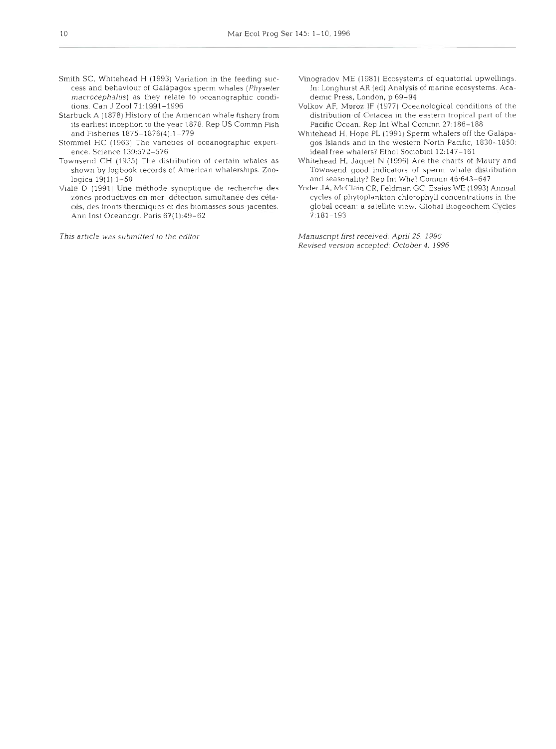Smith SC, Whitehead H (1993) Variation in the feeding success and behaviour of Galápagos sperm whales (*Physeter macrocephalus*) as they relate to oceanographic conditions. Can J Zool 71:1991–1996

Starbuck A (1878) History of the American whale fishery from its earliest inception to the year 1878. Rep US Commn Fish and Fisheries 1875–1876(4):1–779

Stommel HC (1963) The varieties of oceanographic experience. Science 139:572–576

Townsend CH (1935) The distribution of certain whales as shown by logbook records of American whaleships. Zoologica 19(1):1–50

Viale D (1991) Une méthode synoptique de recherche des zones productives en mer: détection simultanée des cétacés, des fronts thermiques et des biomasses sous-jacentes. Ann Inst Oceanogr, Paris 67(1):49–62

Vinogradov ME (1981) Ecosystems of equatorial upwellings. In: Longhurst AR (ed) Analysis of marine ecosystems. Academic Press, London, p 69–94

Volkov AF, Moroz IF (1977) Oceanological conditions of the distribution of Cetacea in the eastern tropical part of the Pacific Ocean. Rep Int Whal Commn 27:186–188

Whitehead H, Hope PL (1991) Sperm whalers off the Galápagos Islands and in the western North Pacific, 1830–1850: ideal free whalers? Ethol Sociobiol 12:147–161

Whitehead H, Jaquet N (1996) Are the charts of Maury and Townsend good indicators of sperm whale distribution and seasonality? Rep Int Whal Commn 46:643–647

Yoder JA, McClain CR, Feldman GC, Esaias WE (1993) Annual cycles of phytoplankton chlorophyll concentrations in the global ocean: a satellite view. Global Biogeochem Cycles 7:181–193

*This article was submitted to the editor*

*Manuscript first received: April 25, 1996*
*Revised version accepted: October 4, 1996*